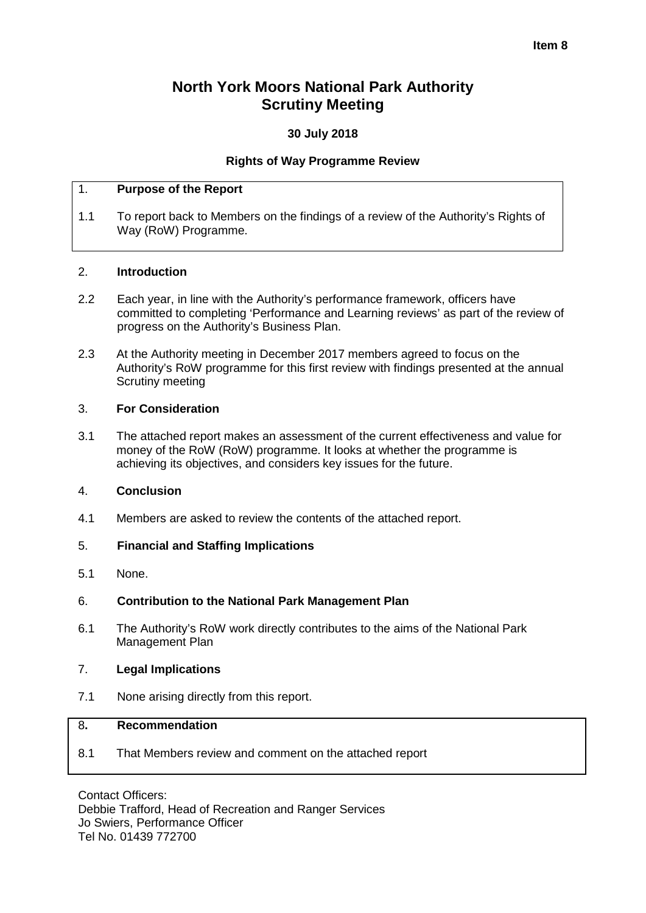Item 8

# North York Moors National Park Authority Scrutiny Meeting

**30 July 2018**

**Rights of Way Programme Review**

## 1. Purpose of the Report

1.1 To report back to Members on the findings of a review of the Authority's Rights of Way (RoW) Programme.

## 2. Introduction

2.2 Each year, in line with the Authority's performance framework, officers have committed to completing 'Performance and Learning reviews' as part of the review of progress on the Authority's Business Plan.

2.3 At the Authority meeting in December 2017 members agreed to focus on the Authority's RoW programme for this first review with findings presented at the annual Scrutiny meeting

## 3. For Consideration

3.1 The attached report makes an assessment of the current effectiveness and value for money of the RoW (RoW) programme. It looks at whether the programme is achieving its objectives, and considers key issues for the future.

## 4. Conclusion

4.1 Members are asked to review the contents of the attached report.

## 5. Financial and Staffing Implications

5.1 None.

## 6. Contribution to the National Park Management Plan

6.1 The Authority's RoW work directly contributes to the aims of the National Park Management Plan

## 7. Legal Implications

7.1 None arising directly from this report.

## 8. Recommendation

8.1 That Members review and comment on the attached report

Contact Officers:
Debbie Trafford, Head of Recreation and Ranger Services
Jo Swiers, Performance Officer
Tel No. 01439 772700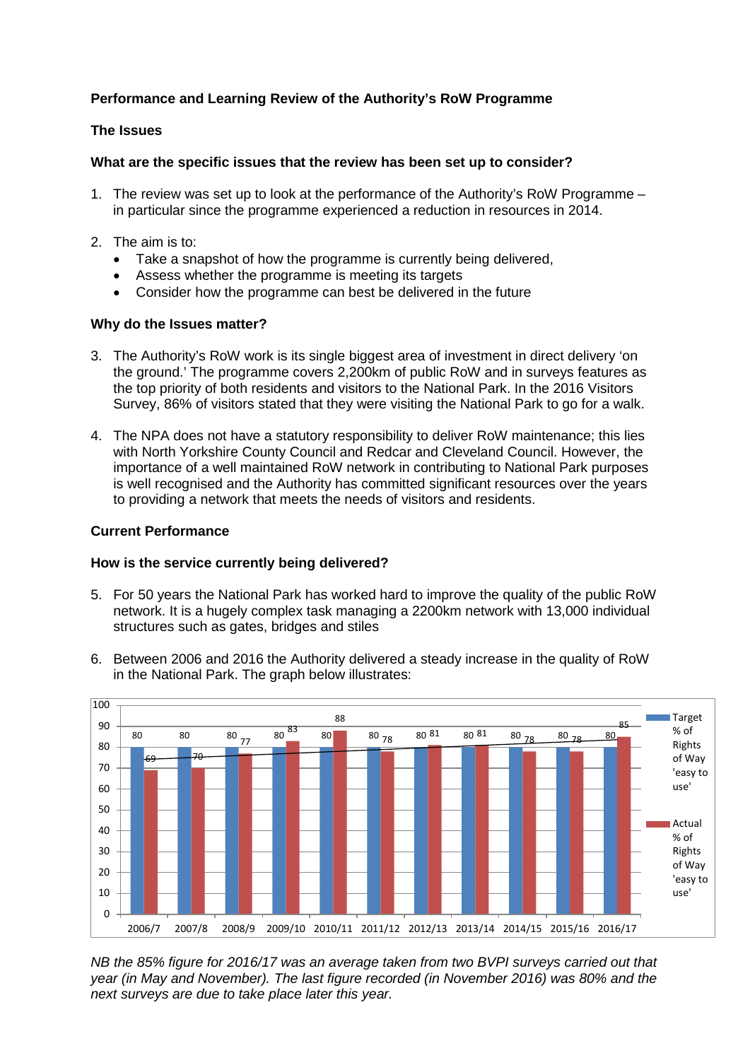**Performance and Learning Review of the Authority's RoW Programme**

**The Issues**

**What are the specific issues that the review has been set up to consider?**

1. The review was set up to look at the performance of the Authority's RoW Programme – in particular since the programme experienced a reduction in resources in 2014.

2. The aim is to:
   - Take a snapshot of how the programme is currently being delivered,
   - Assess whether the programme is meeting its targets
   - Consider how the programme can best be delivered in the future

**Why do the Issues matter?**

3. The Authority's RoW work is its single biggest area of investment in direct delivery 'on the ground.' The programme covers 2,200km of public RoW and in surveys features as the top priority of both residents and visitors to the National Park. In the 2016 Visitors Survey, 86% of visitors stated that they were visiting the National Park to go for a walk.

4. The NPA does not have a statutory responsibility to deliver RoW maintenance; this lies with North Yorkshire County Council and Redcar and Cleveland Council. However, the importance of a well maintained RoW network in contributing to National Park purposes is well recognised and the Authority has committed significant resources over the years to providing a network that meets the needs of visitors and residents.

**Current Performance**

**How is the service currently being delivered?**

5. For 50 years the National Park has worked hard to improve the quality of the public RoW network. It is a hugely complex task managing a 2200km network with 13,000 individual structures such as gates, bridges and stiles

6. Between 2006 and 2016 the Authority delivered a steady increase in the quality of RoW in the National Park. The graph below illustrates:

| Year | Target % of Rights of Way 'easy to use' | Actual % of Rights of Way 'easy to use' |
|---|---|---|
| 2006/7 | 80 | 69 |
| 2007/8 | 80 | 70 |
| 2008/9 | 80 | 77 |
| 2009/10 | 80 | 83 |
| 2010/11 | 80 | 88 |
| 2011/12 | 80 | 78 |
| 2012/13 | 80 | 81 |
| 2013/14 | 80 | 81 |
| 2014/15 | 80 | 78 |
| 2015/16 | 80 | 78 |
| 2016/17 | 80 | 85 |

*NB the 85% figure for 2016/17 was an average taken from two BVPI surveys carried out that year (in May and November). The last figure recorded (in November 2016) was 80% and the next surveys are due to take place later this year.*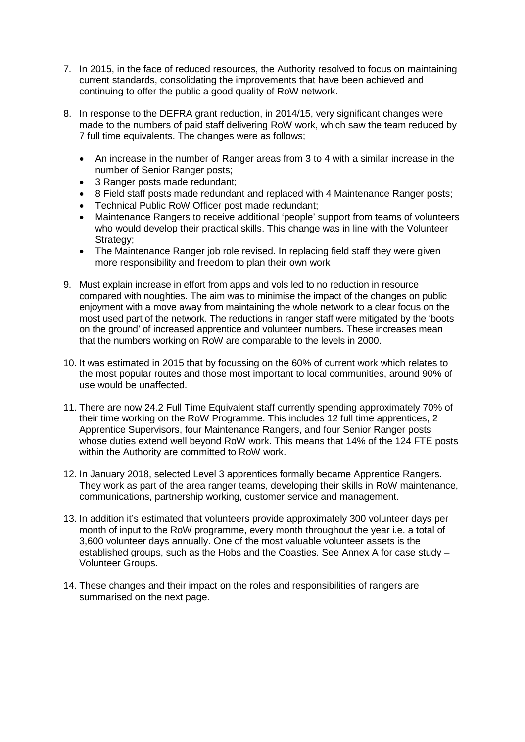7. In 2015, in the face of reduced resources, the Authority resolved to focus on maintaining current standards, consolidating the improvements that have been achieved and continuing to offer the public a good quality of RoW network.

8. In response to the DEFRA grant reduction, in 2014/15, very significant changes were made to the numbers of paid staff delivering RoW work, which saw the team reduced by 7 full time equivalents. The changes were as follows;

   - An increase in the number of Ranger areas from 3 to 4 with a similar increase in the number of Senior Ranger posts;
   - 3 Ranger posts made redundant;
   - 8 Field staff posts made redundant and replaced with 4 Maintenance Ranger posts;
   - Technical Public RoW Officer post made redundant;
   - Maintenance Rangers to receive additional 'people' support from teams of volunteers who would develop their practical skills. This change was in line with the Volunteer Strategy;
   - The Maintenance Ranger job role revised. In replacing field staff they were given more responsibility and freedom to plan their own work

9. Must explain increase in effort from apps and vols led to no reduction in resource compared with noughties. The aim was to minimise the impact of the changes on public enjoyment with a move away from maintaining the whole network to a clear focus on the most used part of the network. The reductions in ranger staff were mitigated by the 'boots on the ground' of increased apprentice and volunteer numbers. These increases mean that the numbers working on RoW are comparable to the levels in 2000.

10. It was estimated in 2015 that by focussing on the 60% of current work which relates to the most popular routes and those most important to local communities, around 90% of use would be unaffected.

11. There are now 24.2 Full Time Equivalent staff currently spending approximately 70% of their time working on the RoW Programme. This includes 12 full time apprentices, 2 Apprentice Supervisors, four Maintenance Rangers, and four Senior Ranger posts whose duties extend well beyond RoW work. This means that 14% of the 124 FTE posts within the Authority are committed to RoW work.

12. In January 2018, selected Level 3 apprentices formally became Apprentice Rangers. They work as part of the area ranger teams, developing their skills in RoW maintenance, communications, partnership working, customer service and management.

13. In addition it's estimated that volunteers provide approximately 300 volunteer days per month of input to the RoW programme, every month throughout the year i.e. a total of 3,600 volunteer days annually. One of the most valuable volunteer assets is the established groups, such as the Hobs and the Coasties. See Annex A for case study – Volunteer Groups.

14. These changes and their impact on the roles and responsibilities of rangers are summarised on the next page.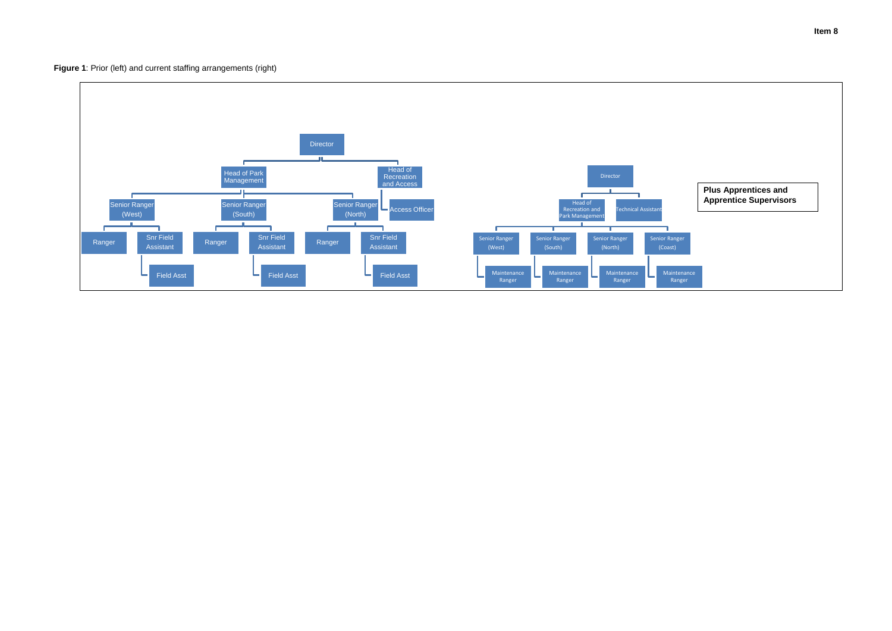**Figure 1**: Prior (left) and current staffing arrangements (right)

**Prior staffing arrangements**

- Director
  - Head of Park Management
    - Senior Ranger (West)
      - Ranger
      - Snr Field Assistant
        - Field Asst
    - Senior Ranger (South)
      - Ranger
      - Snr Field Assistant
        - Field Asst
    - Senior Ranger (North)
      - Ranger
      - Snr Field Assistant
        - Field Asst
  - Head of Recreation and Access
    - Access Officer

**Current staffing arrangements**

- Director
  - Head of Recreation and Park Management
    - Senior Ranger (West)
      - Maintenance Ranger
    - Senior Ranger (South)
      - Maintenance Ranger
    - Senior Ranger (North)
      - Maintenance Ranger
    - Senior Ranger (Coast)
      - Maintenance Ranger
  - Technical Assistant

**Plus Apprentices and Apprentice Supervisors**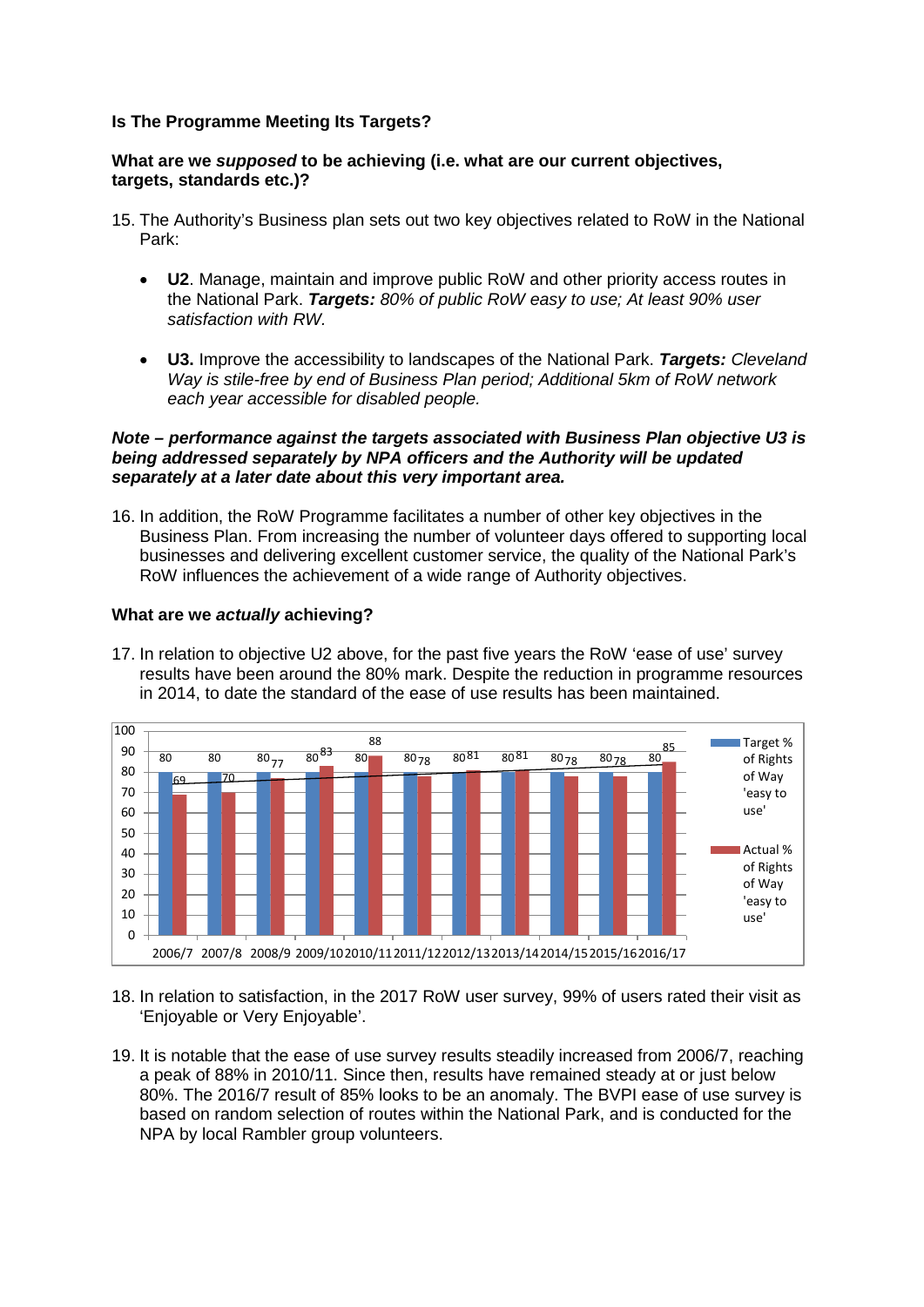**Is The Programme Meeting Its Targets?**

**What are we *supposed* to be achieving (i.e. what are our current objectives, targets, standards etc.)?**

15. The Authority's Business plan sets out two key objectives related to RoW in the National Park:

    - **U2**. Manage, maintain and improve public RoW and other priority access routes in the National Park. ***Targets:*** *80% of public RoW easy to use; At least 90% user satisfaction with RW.*

    - **U3.** Improve the accessibility to landscapes of the National Park. ***Targets:*** *Cleveland Way is stile-free by end of Business Plan period; Additional 5km of RoW network each year accessible for disabled people.*

***Note – performance against the targets associated with Business Plan objective U3 is being addressed separately by NPA officers and the Authority will be updated separately at a later date about this very important area.***

16. In addition, the RoW Programme facilitates a number of other key objectives in the Business Plan. From increasing the number of volunteer days offered to supporting local businesses and delivering excellent customer service, the quality of the National Park's RoW influences the achievement of a wide range of Authority objectives.

**What are we *actually* achieving?**

17. In relation to objective U2 above, for the past five years the RoW 'ease of use' survey results have been around the 80% mark. Despite the reduction in programme resources in 2014, to date the standard of the ease of use results has been maintained.

| Year | Target % of Rights of Way 'easy to use' | Actual % of Rights of Way 'easy to use' |
|---|---|---|
| 2006/7 | 80 | 69 |
| 2007/8 | 80 | 70 |
| 2008/9 | 80 | 77 |
| 2009/10 | 80 | 83 |
| 2010/11 | 80 | 88 |
| 2011/12 | 80 | 78 |
| 2012/13 | 80 | 81 |
| 2013/14 | 80 | 81 |
| 2014/15 | 80 | 78 |
| 2015/16 | 80 | 78 |
| 2016/17 | 80 | 85 |

18. In relation to satisfaction, in the 2017 RoW user survey, 99% of users rated their visit as 'Enjoyable or Very Enjoyable'.

19. It is notable that the ease of use survey results steadily increased from 2006/7, reaching a peak of 88% in 2010/11. Since then, results have remained steady at or just below 80%. The 2016/7 result of 85% looks to be an anomaly. The BVPI ease of use survey is based on random selection of routes within the National Park, and is conducted for the NPA by local Rambler group volunteers.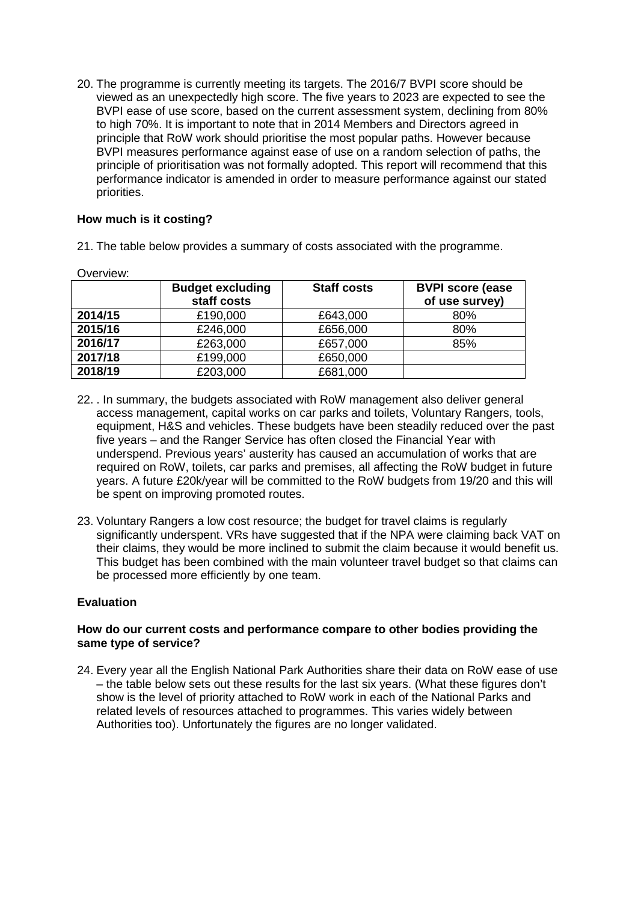20. The programme is currently meeting its targets. The 2016/7 BVPI score should be viewed as an unexpectedly high score. The five years to 2023 are expected to see the BVPI ease of use score, based on the current assessment system, declining from 80% to high 70%. It is important to note that in 2014 Members and Directors agreed in principle that RoW work should prioritise the most popular paths. However because BVPI measures performance against ease of use on a random selection of paths, the principle of prioritisation was not formally adopted. This report will recommend that this performance indicator is amended in order to measure performance against our stated priorities.

**How much is it costing?**

21. The table below provides a summary of costs associated with the programme.

Overview:

| | Budget excluding staff costs | Staff costs | BVPI score (ease of use survey) |
|---|---|---|---|
| **2014/15** | £190,000 | £643,000 | 80% |
| **2015/16** | £246,000 | £656,000 | 80% |
| **2016/17** | £263,000 | £657,000 | 85% |
| **2017/18** | £199,000 | £650,000 | |
| **2018/19** | £203,000 | £681,000 | |

22. . In summary, the budgets associated with RoW management also deliver general access management, capital works on car parks and toilets, Voluntary Rangers, tools, equipment, H&S and vehicles. These budgets have been steadily reduced over the past five years – and the Ranger Service has often closed the Financial Year with underspend. Previous years' austerity has caused an accumulation of works that are required on RoW, toilets, car parks and premises, all affecting the RoW budget in future years. A future £20k/year will be committed to the RoW budgets from 19/20 and this will be spent on improving promoted routes.

23. Voluntary Rangers a low cost resource; the budget for travel claims is regularly significantly underspent. VRs have suggested that if the NPA were claiming back VAT on their claims, they would be more inclined to submit the claim because it would benefit us. This budget has been combined with the main volunteer travel budget so that claims can be processed more efficiently by one team.

**Evaluation**

**How do our current costs and performance compare to other bodies providing the same type of service?**

24. Every year all the English National Park Authorities share their data on RoW ease of use – the table below sets out these results for the last six years. (What these figures don't show is the level of priority attached to RoW work in each of the National Parks and related levels of resources attached to programmes. This varies widely between Authorities too). Unfortunately the figures are no longer validated.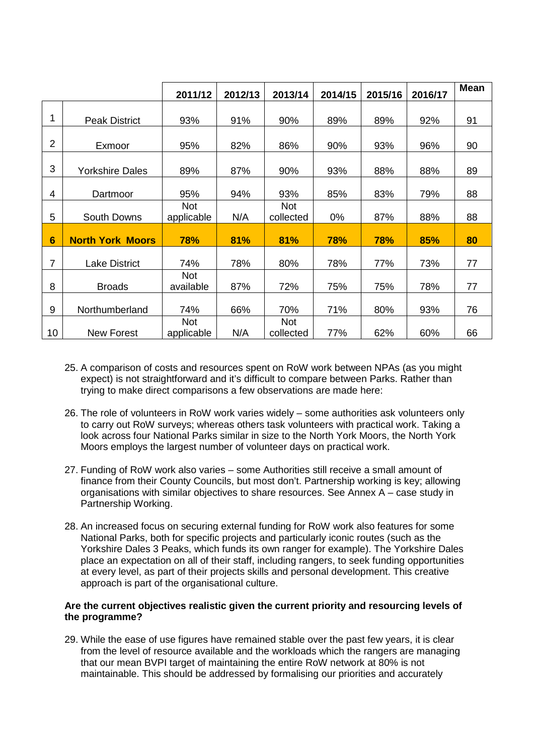| | | 2011/12 | 2012/13 | 2013/14 | 2014/15 | 2015/16 | 2016/17 | Mean |
|---|---|---|---|---|---|---|---|---|
| 1 | Peak District | 93% | 91% | 90% | 89% | 89% | 92% | 91 |
| 2 | Exmoor | 95% | 82% | 86% | 90% | 93% | 96% | 90 |
| 3 | Yorkshire Dales | 89% | 87% | 90% | 93% | 88% | 88% | 89 |
| 4 | Dartmoor | 95% | 94% | 93% | 85% | 83% | 79% | 88 |
| 5 | South Downs | Not applicable | N/A | Not collected | 0% | 87% | 88% | 88 |
| **6** | **North York Moors** | **78%** | **81%** | **81%** | **78%** | **78%** | **85%** | **80** |
| 7 | Lake District | 74% | 78% | 80% | 78% | 77% | 73% | 77 |
| 8 | Broads | Not available | 87% | 72% | 75% | 75% | 78% | 77 |
| 9 | Northumberland | 74% | 66% | 70% | 71% | 80% | 93% | 76 |
| 10 | New Forest | Not applicable | N/A | Not collected | 77% | 62% | 60% | 66 |

25. A comparison of costs and resources spent on RoW work between NPAs (as you might expect) is not straightforward and it's difficult to compare between Parks. Rather than trying to make direct comparisons a few observations are made here:

26. The role of volunteers in RoW work varies widely – some authorities ask volunteers only to carry out RoW surveys; whereas others task volunteers with practical work. Taking a look across four National Parks similar in size to the North York Moors, the North York Moors employs the largest number of volunteer days on practical work.

27. Funding of RoW work also varies – some Authorities still receive a small amount of finance from their County Councils, but most don't. Partnership working is key; allowing organisations with similar objectives to share resources. See Annex A – case study in Partnership Working.

28. An increased focus on securing external funding for RoW work also features for some National Parks, both for specific projects and particularly iconic routes (such as the Yorkshire Dales 3 Peaks, which funds its own ranger for example). The Yorkshire Dales place an expectation on all of their staff, including rangers, to seek funding opportunities at every level, as part of their projects skills and personal development. This creative approach is part of the organisational culture.

**Are the current objectives realistic given the current priority and resourcing levels of the programme?**

29. While the ease of use figures have remained stable over the past few years, it is clear from the level of resource available and the workloads which the rangers are managing that our mean BVPI target of maintaining the entire RoW network at 80% is not maintainable. This should be addressed by formalising our priorities and accurately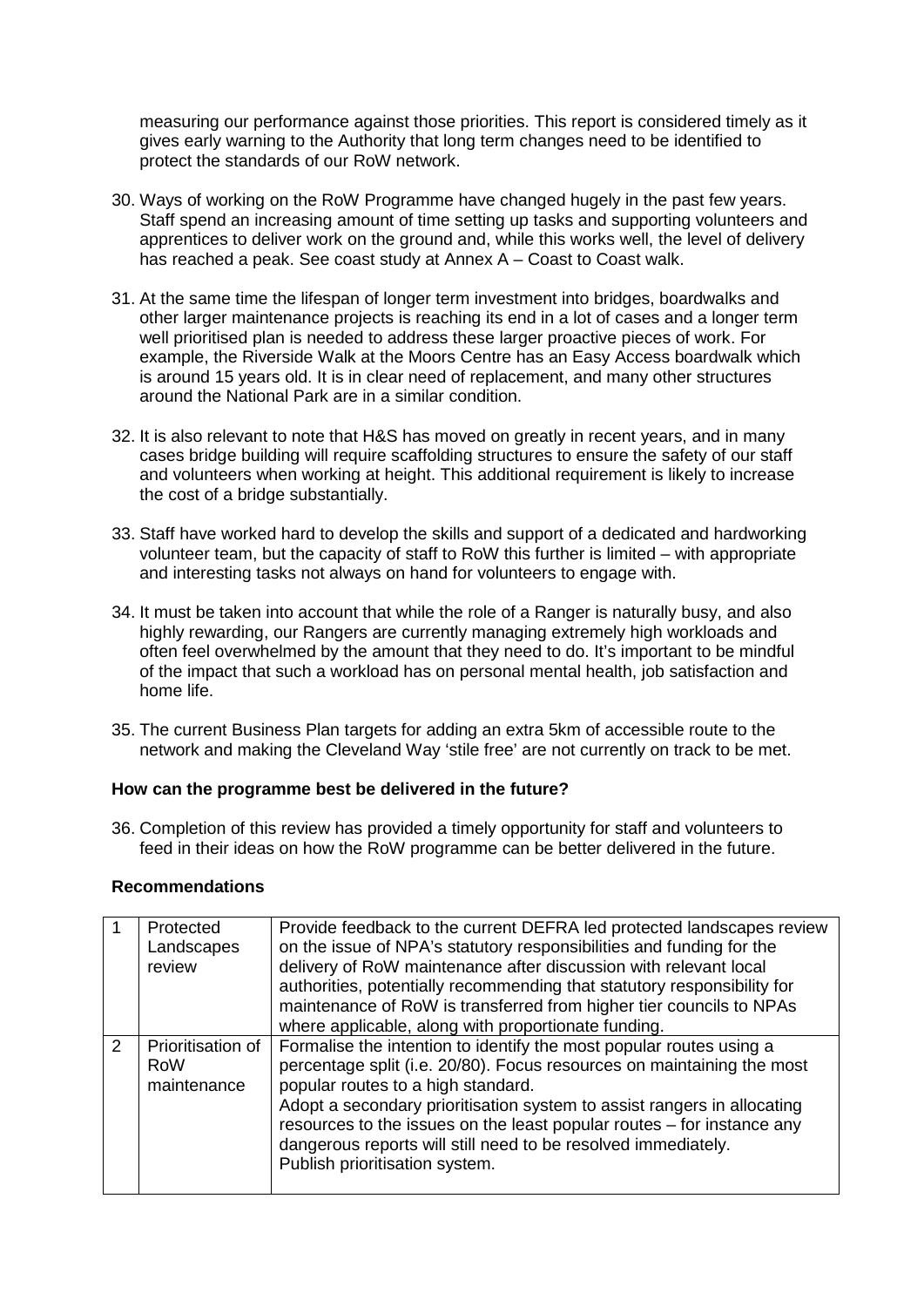measuring our performance against those priorities. This report is considered timely as it gives early warning to the Authority that long term changes need to be identified to protect the standards of our RoW network.

30. Ways of working on the RoW Programme have changed hugely in the past few years. Staff spend an increasing amount of time setting up tasks and supporting volunteers and apprentices to deliver work on the ground and, while this works well, the level of delivery has reached a peak. See coast study at Annex A – Coast to Coast walk.

31. At the same time the lifespan of longer term investment into bridges, boardwalks and other larger maintenance projects is reaching its end in a lot of cases and a longer term well prioritised plan is needed to address these larger proactive pieces of work. For example, the Riverside Walk at the Moors Centre has an Easy Access boardwalk which is around 15 years old. It is in clear need of replacement, and many other structures around the National Park are in a similar condition.

32. It is also relevant to note that H&S has moved on greatly in recent years, and in many cases bridge building will require scaffolding structures to ensure the safety of our staff and volunteers when working at height. This additional requirement is likely to increase the cost of a bridge substantially.

33. Staff have worked hard to develop the skills and support of a dedicated and hardworking volunteer team, but the capacity of staff to RoW this further is limited – with appropriate and interesting tasks not always on hand for volunteers to engage with.

34. It must be taken into account that while the role of a Ranger is naturally busy, and also highly rewarding, our Rangers are currently managing extremely high workloads and often feel overwhelmed by the amount that they need to do. It's important to be mindful of the impact that such a workload has on personal mental health, job satisfaction and home life.

35. The current Business Plan targets for adding an extra 5km of accessible route to the network and making the Cleveland Way 'stile free' are not currently on track to be met.

**How can the programme best be delivered in the future?**

36. Completion of this review has provided a timely opportunity for staff and volunteers to feed in their ideas on how the RoW programme can be better delivered in the future.

**Recommendations**

| | | |
|---|---|---|
| 1 | Protected Landscapes review | Provide feedback to the current DEFRA led protected landscapes review on the issue of NPA's statutory responsibilities and funding for the delivery of RoW maintenance after discussion with relevant local authorities, potentially recommending that statutory responsibility for maintenance of RoW is transferred from higher tier councils to NPAs where applicable, along with proportionate funding. |
| 2 | Prioritisation of RoW maintenance | Formalise the intention to identify the most popular routes using a percentage split (i.e. 20/80). Focus resources on maintaining the most popular routes to a high standard.<br>Adopt a secondary prioritisation system to assist rangers in allocating resources to the issues on the least popular routes – for instance any dangerous reports will still need to be resolved immediately.<br>Publish prioritisation system. |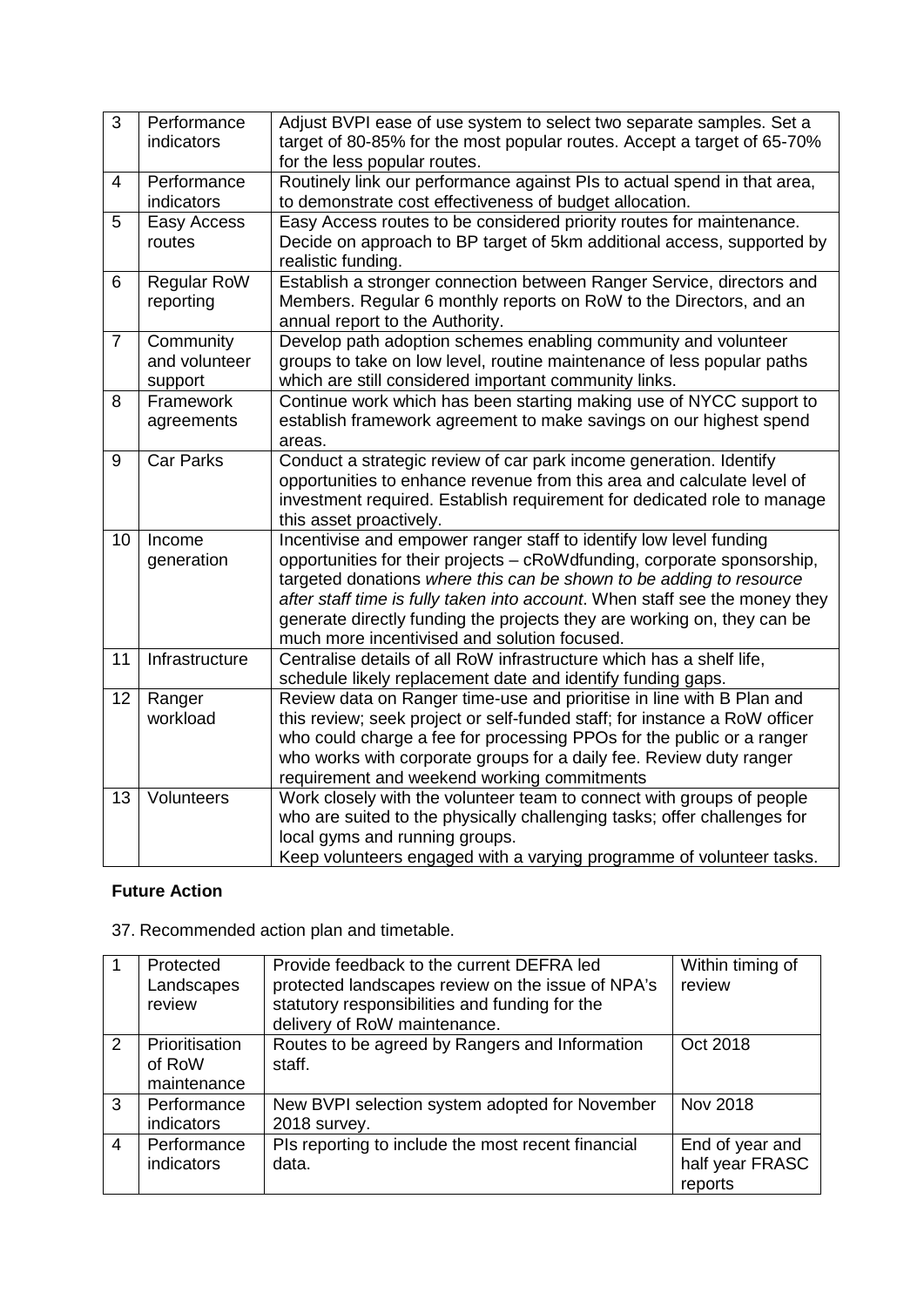| 3 | Performance indicators | Adjust BVPI ease of use system to select two separate samples. Set a target of 80-85% for the most popular routes. Accept a target of 65-70% for the less popular routes. |
|---|---|---|
| 4 | Performance indicators | Routinely link our performance against PIs to actual spend in that area, to demonstrate cost effectiveness of budget allocation. |
| 5 | Easy Access routes | Easy Access routes to be considered priority routes for maintenance. Decide on approach to BP target of 5km additional access, supported by realistic funding. |
| 6 | Regular RoW reporting | Establish a stronger connection between Ranger Service, directors and Members. Regular 6 monthly reports on RoW to the Directors, and an annual report to the Authority. |
| 7 | Community and volunteer support | Develop path adoption schemes enabling community and volunteer groups to take on low level, routine maintenance of less popular paths which are still considered important community links. |
| 8 | Framework agreements | Continue work which has been starting making use of NYCC support to establish framework agreement to make savings on our highest spend areas. |
| 9 | Car Parks | Conduct a strategic review of car park income generation. Identify opportunities to enhance revenue from this area and calculate level of investment required. Establish requirement for dedicated role to manage this asset proactively. |
| 10 | Income generation | Incentivise and empower ranger staff to identify low level funding opportunities for their projects – cRoWdfunding, corporate sponsorship, targeted donations *where this can be shown to be adding to resource after staff time is fully taken into account*. When staff see the money they generate directly funding the projects they are working on, they can be much more incentivised and solution focused. |
| 11 | Infrastructure | Centralise details of all RoW infrastructure which has a shelf life, schedule likely replacement date and identify funding gaps. |
| 12 | Ranger workload | Review data on Ranger time-use and prioritise in line with B Plan and this review; seek project or self-funded staff; for instance a RoW officer who could charge a fee for processing PPOs for the public or a ranger who works with corporate groups for a daily fee. Review duty ranger requirement and weekend working commitments |
| 13 | Volunteers | Work closely with the volunteer team to connect with groups of people who are suited to the physically challenging tasks; offer challenges for local gyms and running groups.<br>Keep volunteers engaged with a varying programme of volunteer tasks. |

**Future Action**

37. Recommended action plan and timetable.

| 1 | Protected Landscapes review | Provide feedback to the current DEFRA led protected landscapes review on the issue of NPA's statutory responsibilities and funding for the delivery of RoW maintenance. | Within timing of review |
|---|---|---|---|
| 2 | Prioritisation of RoW maintenance | Routes to be agreed by Rangers and Information staff. | Oct 2018 |
| 3 | Performance indicators | New BVPI selection system adopted for November 2018 survey. | Nov 2018 |
| 4 | Performance indicators | PIs reporting to include the most recent financial data. | End of year and half year FRASC reports |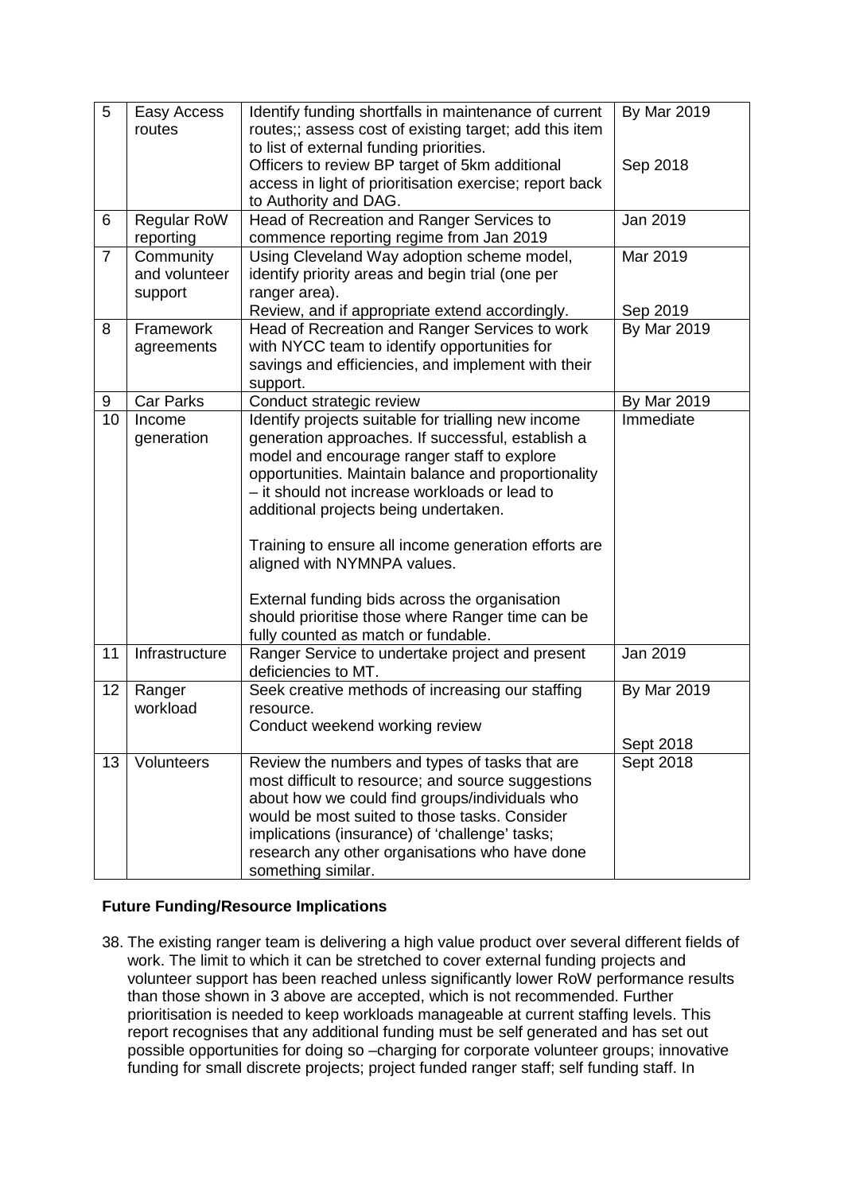| 5 | Easy Access routes | Identify funding shortfalls in maintenance of current routes;; assess cost of existing target; add this item to list of external funding priorities.<br>Officers to review BP target of 5km additional access in light of prioritisation exercise; report back to Authority and DAG. | By Mar 2019<br><br>Sep 2018 |
|---|---|---|---|
| 6 | Regular RoW reporting | Head of Recreation and Ranger Services to commence reporting regime from Jan 2019 | Jan 2019 |
| 7 | Community and volunteer support | Using Cleveland Way adoption scheme model, identify priority areas and begin trial (one per ranger area).<br>Review, and if appropriate extend accordingly. | Mar 2019<br><br>Sep 2019 |
| 8 | Framework agreements | Head of Recreation and Ranger Services to work with NYCC team to identify opportunities for savings and efficiencies, and implement with their support. | By Mar 2019 |
| 9 | Car Parks | Conduct strategic review | By Mar 2019 |
| 10 | Income generation | Identify projects suitable for trialling new income generation approaches. If successful, establish a model and encourage ranger staff to explore opportunities. Maintain balance and proportionality – it should not increase workloads or lead to additional projects being undertaken.<br><br>Training to ensure all income generation efforts are aligned with NYMNPA values.<br><br>External funding bids across the organisation should prioritise those where Ranger time can be fully counted as match or fundable. | Immediate |
| 11 | Infrastructure | Ranger Service to undertake project and present deficiencies to MT. | Jan 2019 |
| 12 | Ranger workload | Seek creative methods of increasing our staffing resource.<br>Conduct weekend working review | By Mar 2019<br><br>Sept 2018 |
| 13 | Volunteers | Review the numbers and types of tasks that are most difficult to resource; and source suggestions about how we could find groups/individuals who would be most suited to those tasks. Consider implications (insurance) of 'challenge' tasks; research any other organisations who have done something similar. | Sept 2018 |

**Future Funding/Resource Implications**

38. The existing ranger team is delivering a high value product over several different fields of work. The limit to which it can be stretched to cover external funding projects and volunteer support has been reached unless significantly lower RoW performance results than those shown in 3 above are accepted, which is not recommended. Further prioritisation is needed to keep workloads manageable at current staffing levels. This report recognises that any additional funding must be self generated and has set out possible opportunities for doing so –charging for corporate volunteer groups; innovative funding for small discrete projects; project funded ranger staff; self funding staff. In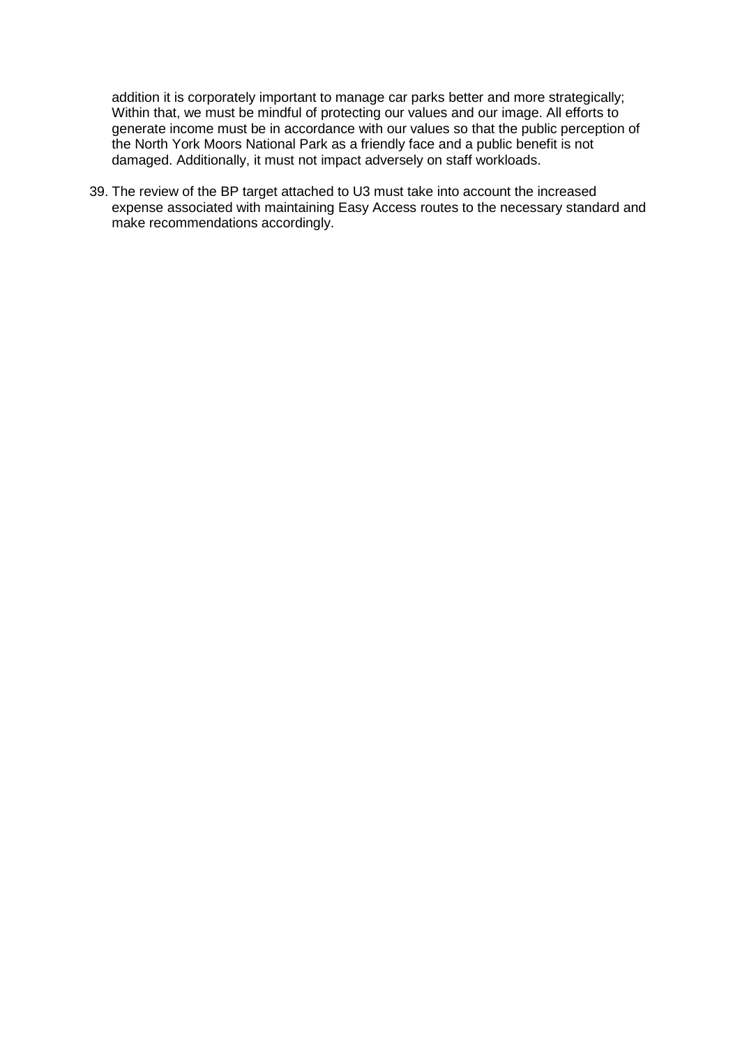addition it is corporately important to manage car parks better and more strategically; Within that, we must be mindful of protecting our values and our image. All efforts to generate income must be in accordance with our values so that the public perception of the North York Moors National Park as a friendly face and a public benefit is not damaged. Additionally, it must not impact adversely on staff workloads.

39. The review of the BP target attached to U3 must take into account the increased expense associated with maintaining Easy Access routes to the necessary standard and make recommendations accordingly.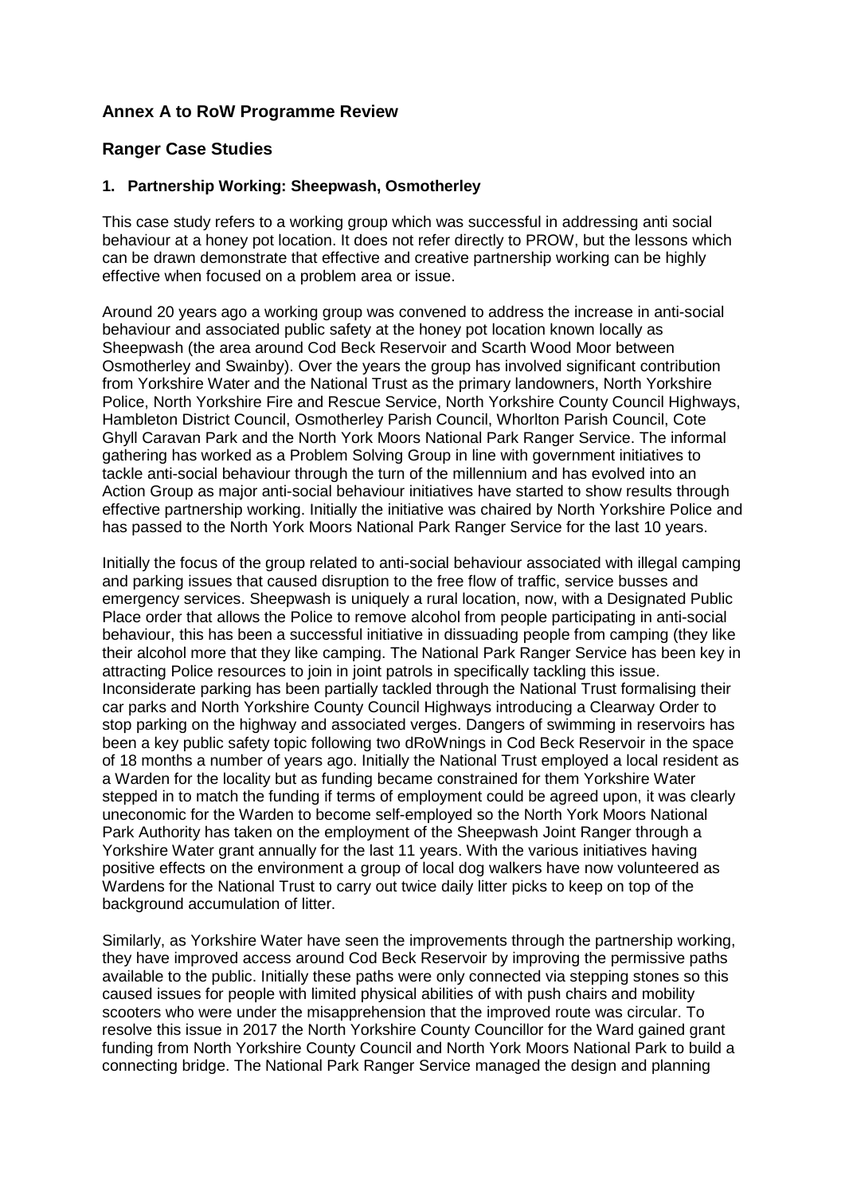## Annex A to RoW Programme Review

## Ranger Case Studies

### 1. Partnership Working: Sheepwash, Osmotherley

This case study refers to a working group which was successful in addressing anti social behaviour at a honey pot location. It does not refer directly to PROW, but the lessons which can be drawn demonstrate that effective and creative partnership working can be highly effective when focused on a problem area or issue.

Around 20 years ago a working group was convened to address the increase in anti-social behaviour and associated public safety at the honey pot location known locally as Sheepwash (the area around Cod Beck Reservoir and Scarth Wood Moor between Osmotherley and Swainby). Over the years the group has involved significant contribution from Yorkshire Water and the National Trust as the primary landowners, North Yorkshire Police, North Yorkshire Fire and Rescue Service, North Yorkshire County Council Highways, Hambleton District Council, Osmotherley Parish Council, Whorlton Parish Council, Cote Ghyll Caravan Park and the North York Moors National Park Ranger Service. The informal gathering has worked as a Problem Solving Group in line with government initiatives to tackle anti-social behaviour through the turn of the millennium and has evolved into an Action Group as major anti-social behaviour initiatives have started to show results through effective partnership working. Initially the initiative was chaired by North Yorkshire Police and has passed to the North York Moors National Park Ranger Service for the last 10 years.

Initially the focus of the group related to anti-social behaviour associated with illegal camping and parking issues that caused disruption to the free flow of traffic, service busses and emergency services. Sheepwash is uniquely a rural location, now, with a Designated Public Place order that allows the Police to remove alcohol from people participating in anti-social behaviour, this has been a successful initiative in dissuading people from camping (they like their alcohol more that they like camping. The National Park Ranger Service has been key in attracting Police resources to join in joint patrols in specifically tackling this issue. Inconsiderate parking has been partially tackled through the National Trust formalising their car parks and North Yorkshire County Council Highways introducing a Clearway Order to stop parking on the highway and associated verges. Dangers of swimming in reservoirs has been a key public safety topic following two dRoWnings in Cod Beck Reservoir in the space of 18 months a number of years ago. Initially the National Trust employed a local resident as a Warden for the locality but as funding became constrained for them Yorkshire Water stepped in to match the funding if terms of employment could be agreed upon, it was clearly uneconomic for the Warden to become self-employed so the North York Moors National Park Authority has taken on the employment of the Sheepwash Joint Ranger through a Yorkshire Water grant annually for the last 11 years. With the various initiatives having positive effects on the environment a group of local dog walkers have now volunteered as Wardens for the National Trust to carry out twice daily litter picks to keep on top of the background accumulation of litter.

Similarly, as Yorkshire Water have seen the improvements through the partnership working, they have improved access around Cod Beck Reservoir by improving the permissive paths available to the public. Initially these paths were only connected via stepping stones so this caused issues for people with limited physical abilities of with push chairs and mobility scooters who were under the misapprehension that the improved route was circular. To resolve this issue in 2017 the North Yorkshire County Councillor for the Ward gained grant funding from North Yorkshire County Council and North York Moors National Park to build a connecting bridge. The National Park Ranger Service managed the design and planning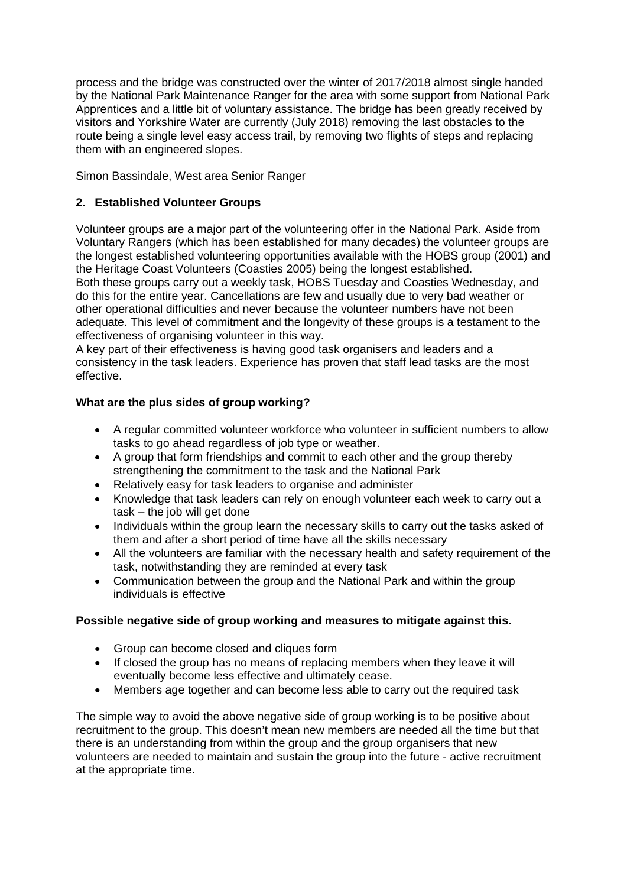process and the bridge was constructed over the winter of 2017/2018 almost single handed by the National Park Maintenance Ranger for the area with some support from National Park Apprentices and a little bit of voluntary assistance. The bridge has been greatly received by visitors and Yorkshire Water are currently (July 2018) removing the last obstacles to the route being a single level easy access trail, by removing two flights of steps and replacing them with an engineered slopes.

Simon Bassindale, West area Senior Ranger

## 2. Established Volunteer Groups

Volunteer groups are a major part of the volunteering offer in the National Park. Aside from Voluntary Rangers (which has been established for many decades) the volunteer groups are the longest established volunteering opportunities available with the HOBS group (2001) and the Heritage Coast Volunteers (Coasties 2005) being the longest established.
Both these groups carry out a weekly task, HOBS Tuesday and Coasties Wednesday, and do this for the entire year. Cancellations are few and usually due to very bad weather or other operational difficulties and never because the volunteer numbers have not been adequate. This level of commitment and the longevity of these groups is a testament to the effectiveness of organising volunteer in this way.
A key part of their effectiveness is having good task organisers and leaders and a consistency in the task leaders. Experience has proven that staff lead tasks are the most effective.

**What are the plus sides of group working?**

- A regular committed volunteer workforce who volunteer in sufficient numbers to allow tasks to go ahead regardless of job type or weather.
- A group that form friendships and commit to each other and the group thereby strengthening the commitment to the task and the National Park
- Relatively easy for task leaders to organise and administer
- Knowledge that task leaders can rely on enough volunteer each week to carry out a task – the job will get done
- Individuals within the group learn the necessary skills to carry out the tasks asked of them and after a short period of time have all the skills necessary
- All the volunteers are familiar with the necessary health and safety requirement of the task, notwithstanding they are reminded at every task
- Communication between the group and the National Park and within the group individuals is effective

**Possible negative side of group working and measures to mitigate against this.**

- Group can become closed and cliques form
- If closed the group has no means of replacing members when they leave it will eventually become less effective and ultimately cease.
- Members age together and can become less able to carry out the required task

The simple way to avoid the above negative side of group working is to be positive about recruitment to the group. This doesn't mean new members are needed all the time but that there is an understanding from within the group and the group organisers that new volunteers are needed to maintain and sustain the group into the future - active recruitment at the appropriate time.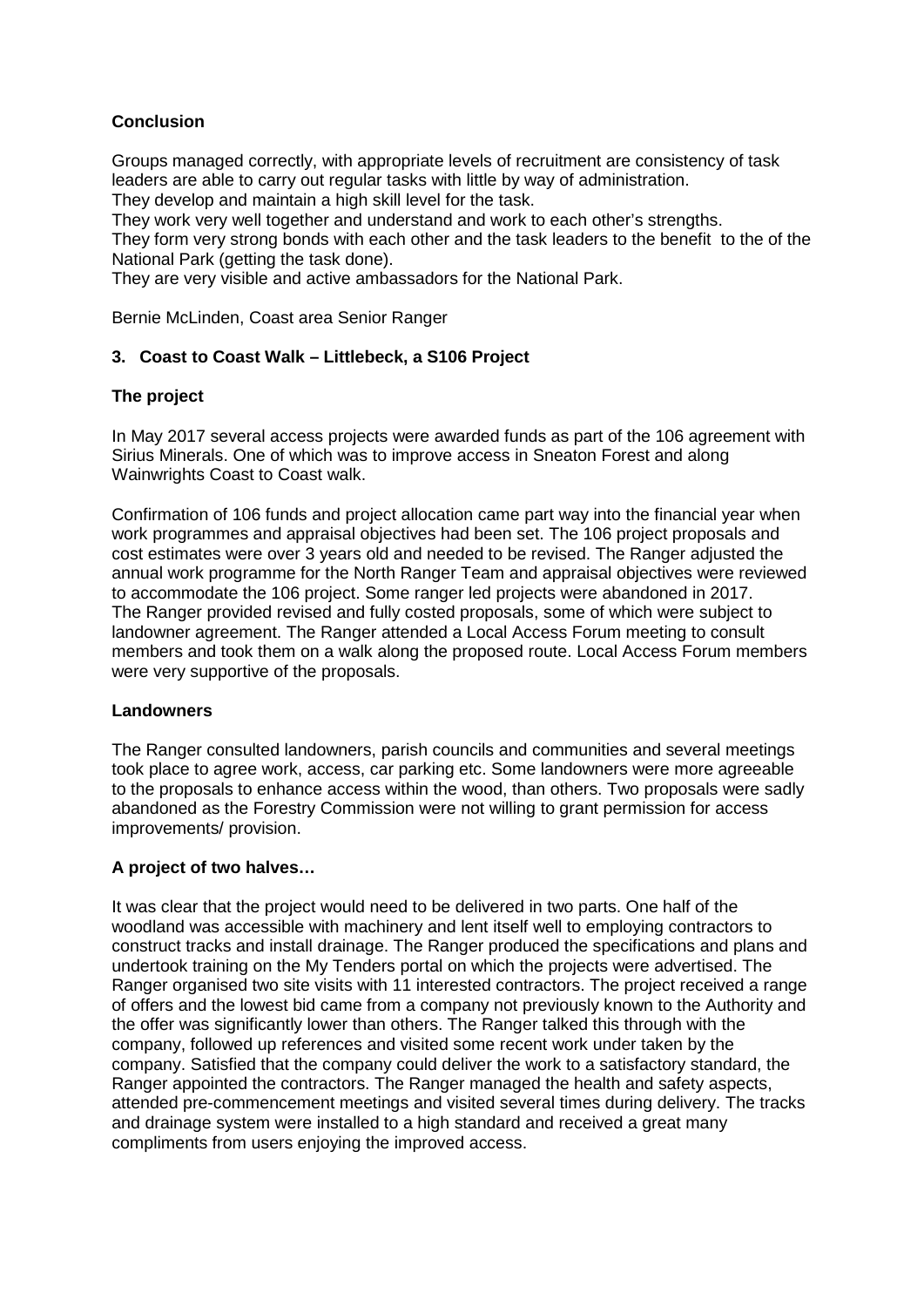**Conclusion**

Groups managed correctly, with appropriate levels of recruitment are consistency of task leaders are able to carry out regular tasks with little by way of administration.
They develop and maintain a high skill level for the task.
They work very well together and understand and work to each other's strengths.
They form very strong bonds with each other and the task leaders to the benefit to the of the National Park (getting the task done).
They are very visible and active ambassadors for the National Park.

Bernie McLinden, Coast area Senior Ranger

## 3. Coast to Coast Walk – Littlebeck, a S106 Project

**The project**

In May 2017 several access projects were awarded funds as part of the 106 agreement with Sirius Minerals. One of which was to improve access in Sneaton Forest and along Wainwrights Coast to Coast walk.

Confirmation of 106 funds and project allocation came part way into the financial year when work programmes and appraisal objectives had been set. The 106 project proposals and cost estimates were over 3 years old and needed to be revised. The Ranger adjusted the annual work programme for the North Ranger Team and appraisal objectives were reviewed to accommodate the 106 project. Some ranger led projects were abandoned in 2017.
The Ranger provided revised and fully costed proposals, some of which were subject to landowner agreement. The Ranger attended a Local Access Forum meeting to consult members and took them on a walk along the proposed route. Local Access Forum members were very supportive of the proposals.

**Landowners**

The Ranger consulted landowners, parish councils and communities and several meetings took place to agree work, access, car parking etc. Some landowners were more agreeable to the proposals to enhance access within the wood, than others. Two proposals were sadly abandoned as the Forestry Commission were not willing to grant permission for access improvements/ provision.

**A project of two halves…**

It was clear that the project would need to be delivered in two parts. One half of the woodland was accessible with machinery and lent itself well to employing contractors to construct tracks and install drainage. The Ranger produced the specifications and plans and undertook training on the My Tenders portal on which the projects were advertised. The Ranger organised two site visits with 11 interested contractors. The project received a range of offers and the lowest bid came from a company not previously known to the Authority and the offer was significantly lower than others. The Ranger talked this through with the company, followed up references and visited some recent work under taken by the company. Satisfied that the company could deliver the work to a satisfactory standard, the Ranger appointed the contractors. The Ranger managed the health and safety aspects, attended pre-commencement meetings and visited several times during delivery. The tracks and drainage system were installed to a high standard and received a great many compliments from users enjoying the improved access.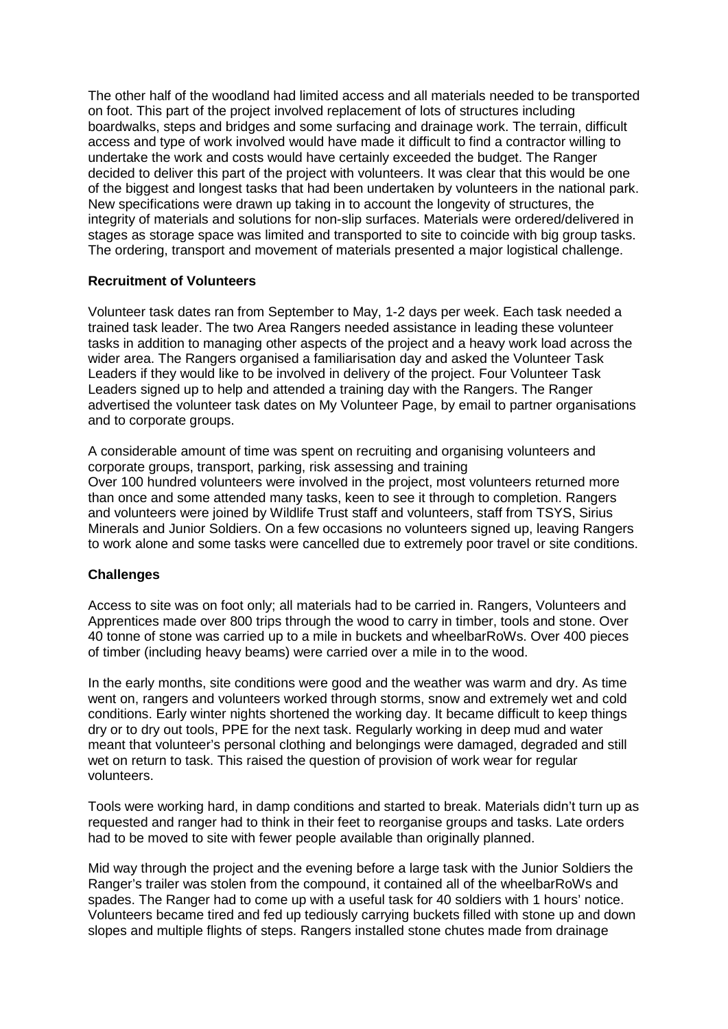The other half of the woodland had limited access and all materials needed to be transported on foot. This part of the project involved replacement of lots of structures including boardwalks, steps and bridges and some surfacing and drainage work. The terrain, difficult access and type of work involved would have made it difficult to find a contractor willing to undertake the work and costs would have certainly exceeded the budget. The Ranger decided to deliver this part of the project with volunteers. It was clear that this would be one of the biggest and longest tasks that had been undertaken by volunteers in the national park. New specifications were drawn up taking in to account the longevity of structures, the integrity of materials and solutions for non-slip surfaces. Materials were ordered/delivered in stages as storage space was limited and transported to site to coincide with big group tasks. The ordering, transport and movement of materials presented a major logistical challenge.

**Recruitment of Volunteers**

Volunteer task dates ran from September to May, 1-2 days per week. Each task needed a trained task leader. The two Area Rangers needed assistance in leading these volunteer tasks in addition to managing other aspects of the project and a heavy work load across the wider area. The Rangers organised a familiarisation day and asked the Volunteer Task Leaders if they would like to be involved in delivery of the project. Four Volunteer Task Leaders signed up to help and attended a training day with the Rangers. The Ranger advertised the volunteer task dates on My Volunteer Page, by email to partner organisations and to corporate groups.

A considerable amount of time was spent on recruiting and organising volunteers and corporate groups, transport, parking, risk assessing and training
Over 100 hundred volunteers were involved in the project, most volunteers returned more than once and some attended many tasks, keen to see it through to completion. Rangers and volunteers were joined by Wildlife Trust staff and volunteers, staff from TSYS, Sirius Minerals and Junior Soldiers. On a few occasions no volunteers signed up, leaving Rangers to work alone and some tasks were cancelled due to extremely poor travel or site conditions.

**Challenges**

Access to site was on foot only; all materials had to be carried in. Rangers, Volunteers and Apprentices made over 800 trips through the wood to carry in timber, tools and stone. Over 40 tonne of stone was carried up to a mile in buckets and wheelbarRoWs. Over 400 pieces of timber (including heavy beams) were carried over a mile in to the wood.

In the early months, site conditions were good and the weather was warm and dry. As time went on, rangers and volunteers worked through storms, snow and extremely wet and cold conditions. Early winter nights shortened the working day. It became difficult to keep things dry or to dry out tools, PPE for the next task. Regularly working in deep mud and water meant that volunteer's personal clothing and belongings were damaged, degraded and still wet on return to task. This raised the question of provision of work wear for regular volunteers.

Tools were working hard, in damp conditions and started to break. Materials didn't turn up as requested and ranger had to think in their feet to reorganise groups and tasks. Late orders had to be moved to site with fewer people available than originally planned.

Mid way through the project and the evening before a large task with the Junior Soldiers the Ranger's trailer was stolen from the compound, it contained all of the wheelbarRoWs and spades. The Ranger had to come up with a useful task for 40 soldiers with 1 hours' notice. Volunteers became tired and fed up tediously carrying buckets filled with stone up and down slopes and multiple flights of steps. Rangers installed stone chutes made from drainage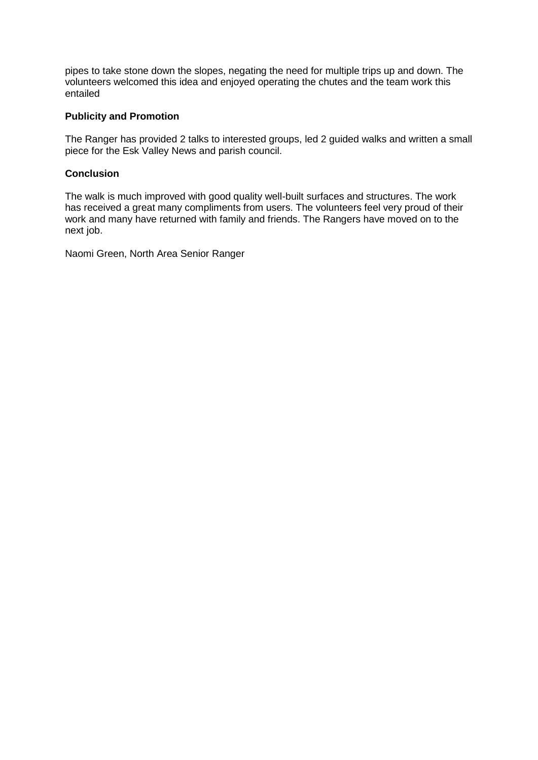pipes to take stone down the slopes, negating the need for multiple trips up and down. The volunteers welcomed this idea and enjoyed operating the chutes and the team work this entailed

**Publicity and Promotion**

The Ranger has provided 2 talks to interested groups, led 2 guided walks and written a small piece for the Esk Valley News and parish council.

**Conclusion**

The walk is much improved with good quality well-built surfaces and structures. The work has received a great many compliments from users. The volunteers feel very proud of their work and many have returned with family and friends. The Rangers have moved on to the next job.

Naomi Green, North Area Senior Ranger